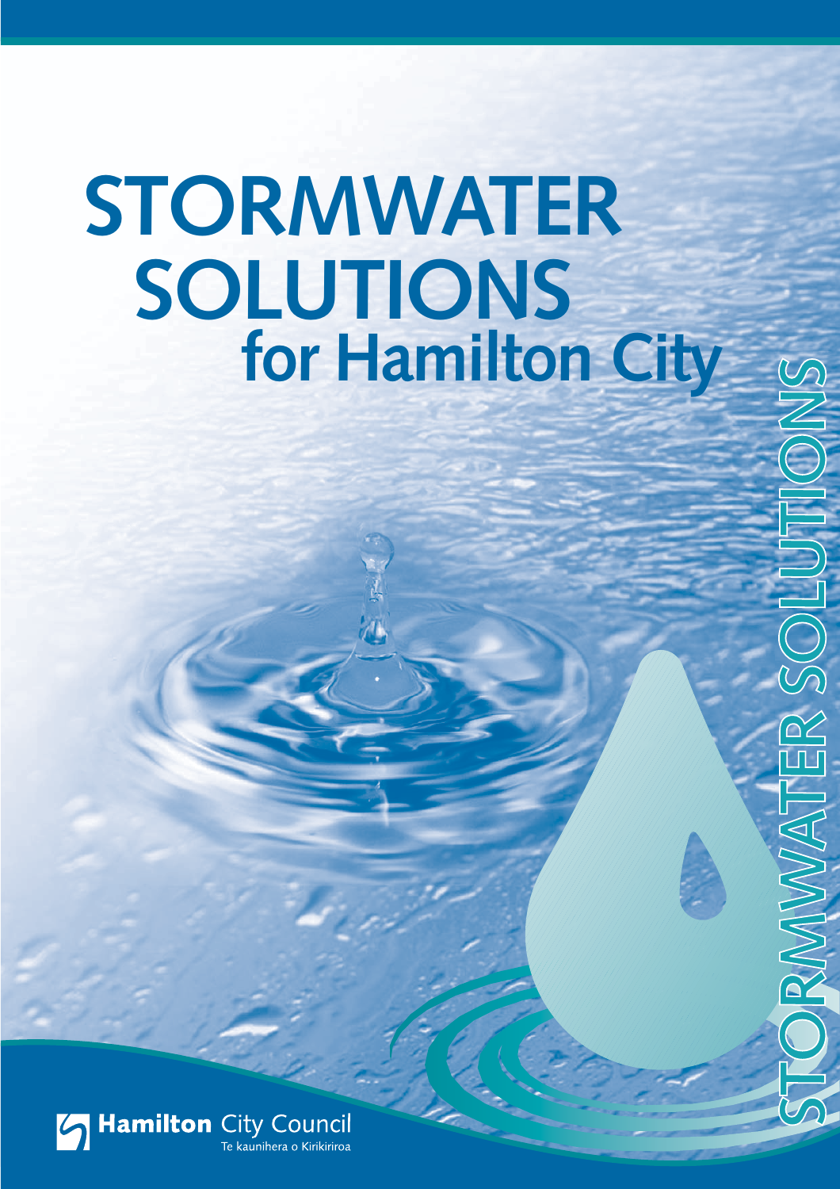# STORMWATER SOLUTIONS for Hamilton City

STORMWATER SOLUTIONS

Hamilton City Council
Te kaunihera o Kirikiriroa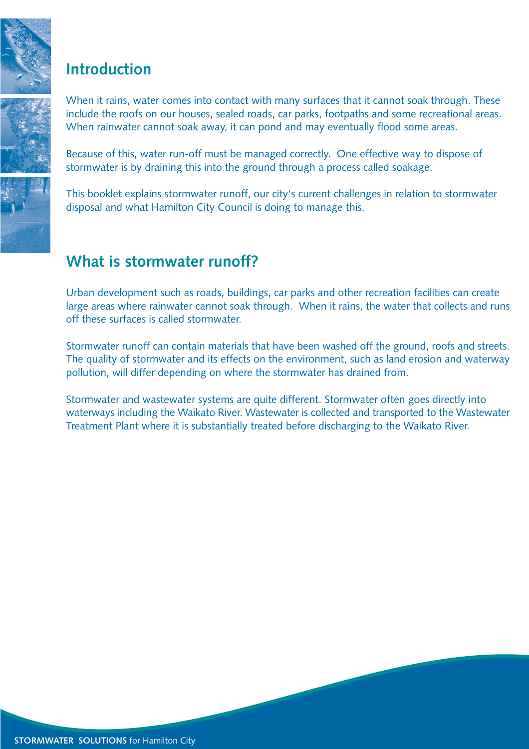## Introduction

When it rains, water comes into contact with many surfaces that it cannot soak through. These include the roofs on our houses, sealed roads, car parks, footpaths and some recreational areas. When rainwater cannot soak away, it can pond and may eventually flood some areas.

Because of this, water run-off must be managed correctly. One effective way to dispose of stormwater is by draining this into the ground through a process called soakage.

This booklet explains stormwater runoff, our city's current challenges in relation to stormwater disposal and what Hamilton City Council is doing to manage this.

## What is stormwater runoff?

Urban development such as roads, buildings, car parks and other recreation facilities can create large areas where rainwater cannot soak through. When it rains, the water that collects and runs off these surfaces is called stormwater.

Stormwater runoff can contain materials that have been washed off the ground, roofs and streets. The quality of stormwater and its effects on the environment, such as land erosion and waterway pollution, will differ depending on where the stormwater has drained from.

Stormwater and wastewater systems are quite different. Stormwater often goes directly into waterways including the Waikato River. Wastewater is collected and transported to the Wastewater Treatment Plant where it is substantially treated before discharging to the Waikato River.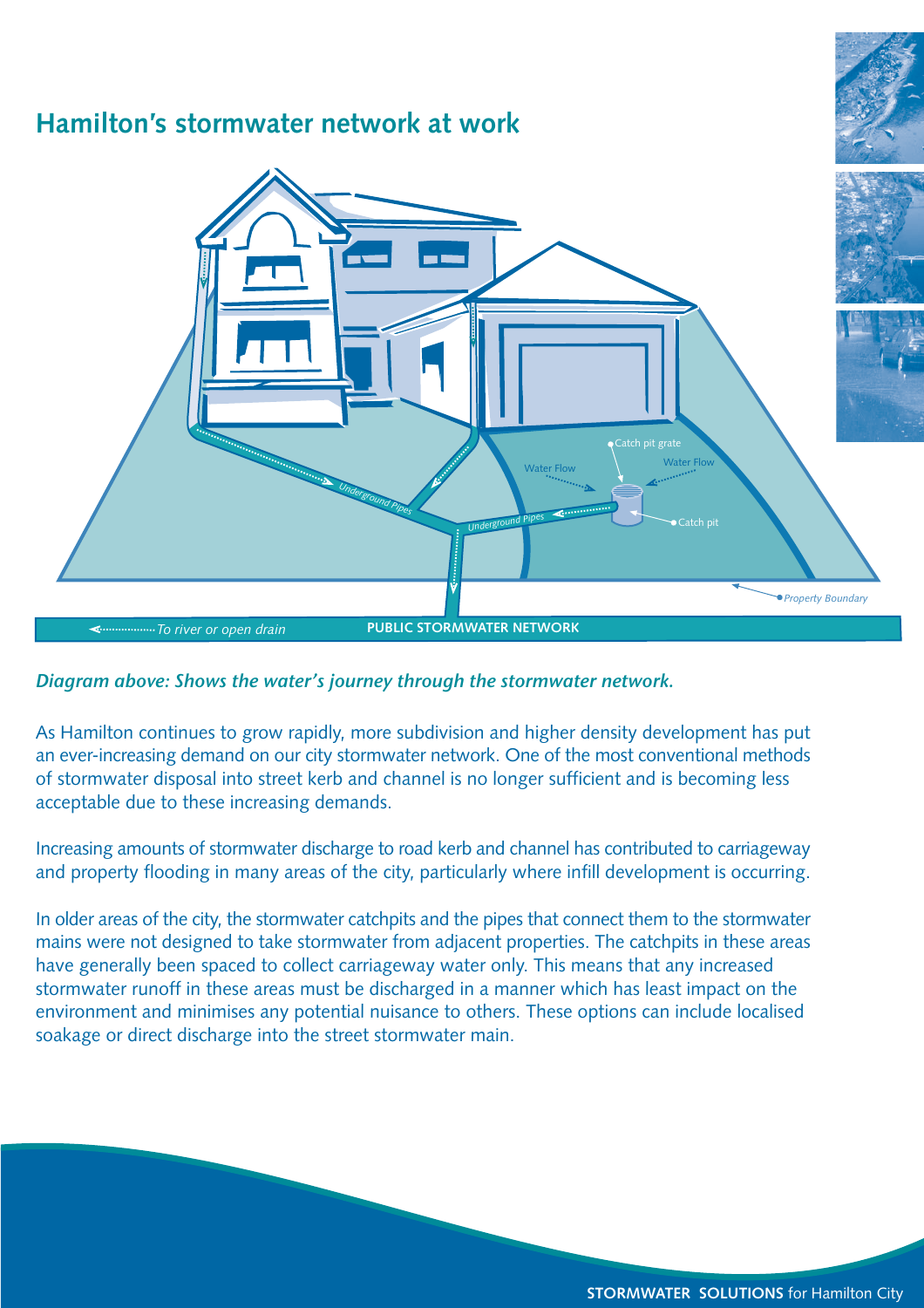## Hamilton's stormwater network at work

*Diagram above: Shows the water's journey through the stormwater network.*

As Hamilton continues to grow rapidly, more subdivision and higher density development has put an ever-increasing demand on our city stormwater network. One of the most conventional methods of stormwater disposal into street kerb and channel is no longer sufficient and is becoming less acceptable due to these increasing demands.

Increasing amounts of stormwater discharge to road kerb and channel has contributed to carriageway and property flooding in many areas of the city, particularly where infill development is occurring.

In older areas of the city, the stormwater catchpits and the pipes that connect them to the stormwater mains were not designed to take stormwater from adjacent properties. The catchpits in these areas have generally been spaced to collect carriageway water only. This means that any increased stormwater runoff in these areas must be discharged in a manner which has least impact on the environment and minimises any potential nuisance to others. These options can include localised soakage or direct discharge into the street stormwater main.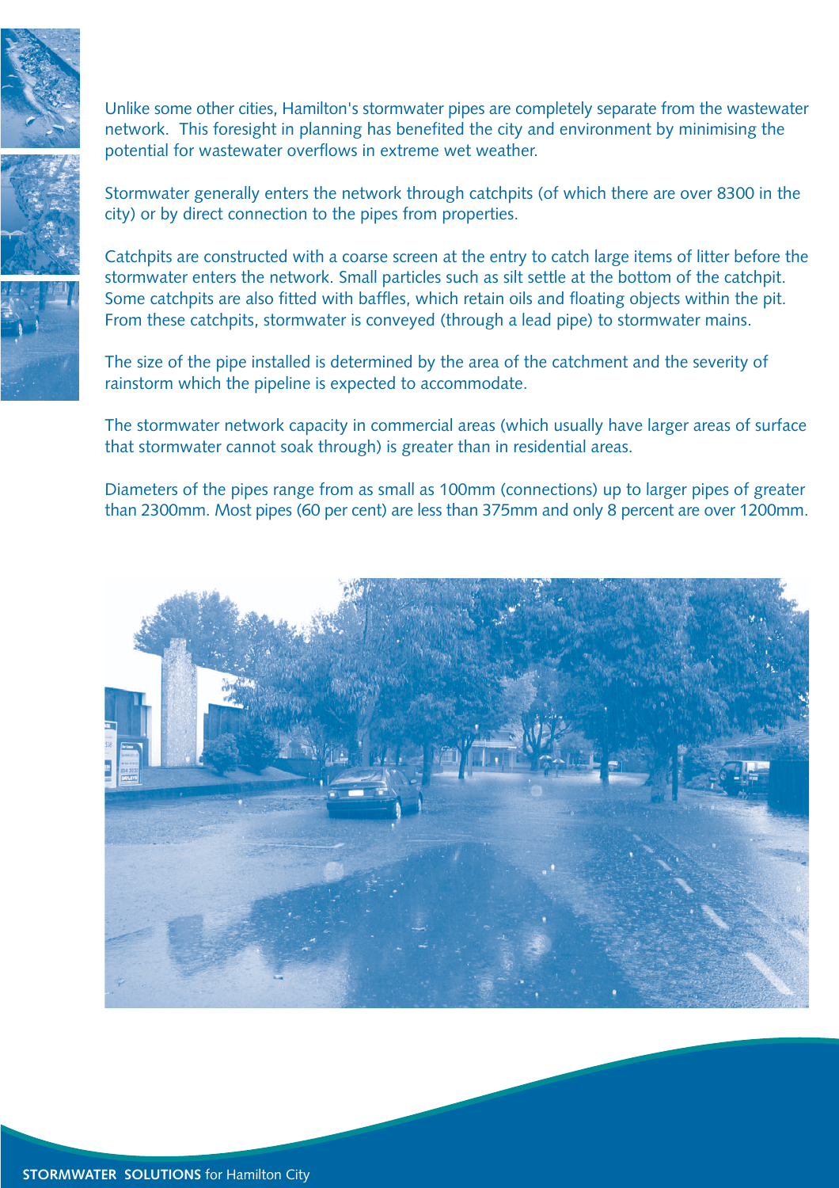Unlike some other cities, Hamilton's stormwater pipes are completely separate from the wastewater network. This foresight in planning has benefited the city and environment by minimising the potential for wastewater overflows in extreme wet weather.

Stormwater generally enters the network through catchpits (of which there are over 8300 in the city) or by direct connection to the pipes from properties.

Catchpits are constructed with a coarse screen at the entry to catch large items of litter before the stormwater enters the network. Small particles such as silt settle at the bottom of the catchpit. Some catchpits are also fitted with baffles, which retain oils and floating objects within the pit. From these catchpits, stormwater is conveyed (through a lead pipe) to stormwater mains.

The size of the pipe installed is determined by the area of the catchment and the severity of rainstorm which the pipeline is expected to accommodate.

The stormwater network capacity in commercial areas (which usually have larger areas of surface that stormwater cannot soak through) is greater than in residential areas.

Diameters of the pipes range from as small as 100mm (connections) up to larger pipes of greater than 2300mm. Most pipes (60 per cent) are less than 375mm and only 8 percent are over 1200mm.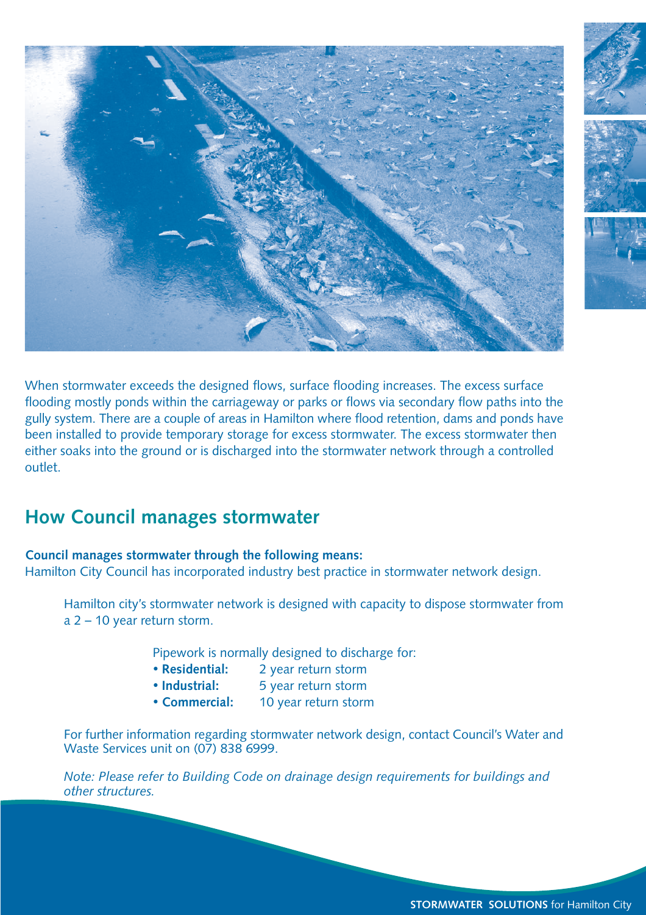When stormwater exceeds the designed flows, surface flooding increases. The excess surface flooding mostly ponds within the carriageway or parks or flows via secondary flow paths into the gully system. There are a couple of areas in Hamilton where flood retention, dams and ponds have been installed to provide temporary storage for excess stormwater. The excess stormwater then either soaks into the ground or is discharged into the stormwater network through a controlled outlet.

## How Council manages stormwater

**Council manages stormwater through the following means:**
Hamilton City Council has incorporated industry best practice in stormwater network design.

Hamilton city's stormwater network is designed with capacity to dispose stormwater from a 2 – 10 year return storm.

Pipework is normally designed to discharge for:

- **Residential:** 2 year return storm
- **Industrial:** 5 year return storm
- **Commercial:** 10 year return storm

For further information regarding stormwater network design, contact Council's Water and Waste Services unit on (07) 838 6999.

*Note: Please refer to Building Code on drainage design requirements for buildings and other structures.*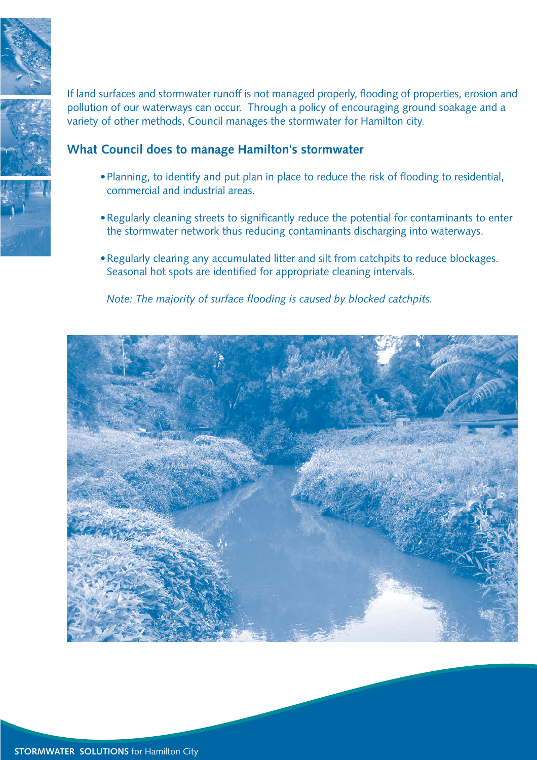If land surfaces and stormwater runoff is not managed properly, flooding of properties, erosion and pollution of our waterways can occur. Through a policy of encouraging ground soakage and a variety of other methods, Council manages the stormwater for Hamilton city.

## What Council does to manage Hamilton's stormwater

- Planning, to identify and put plan in place to reduce the risk of flooding to residential, commercial and industrial areas.
- Regularly cleaning streets to significantly reduce the potential for contaminants to enter the stormwater network thus reducing contaminants discharging into waterways.
- Regularly clearing any accumulated litter and silt from catchpits to reduce blockages. Seasonal hot spots are identified for appropriate cleaning intervals.

*Note: The majority of surface flooding is caused by blocked catchpits.*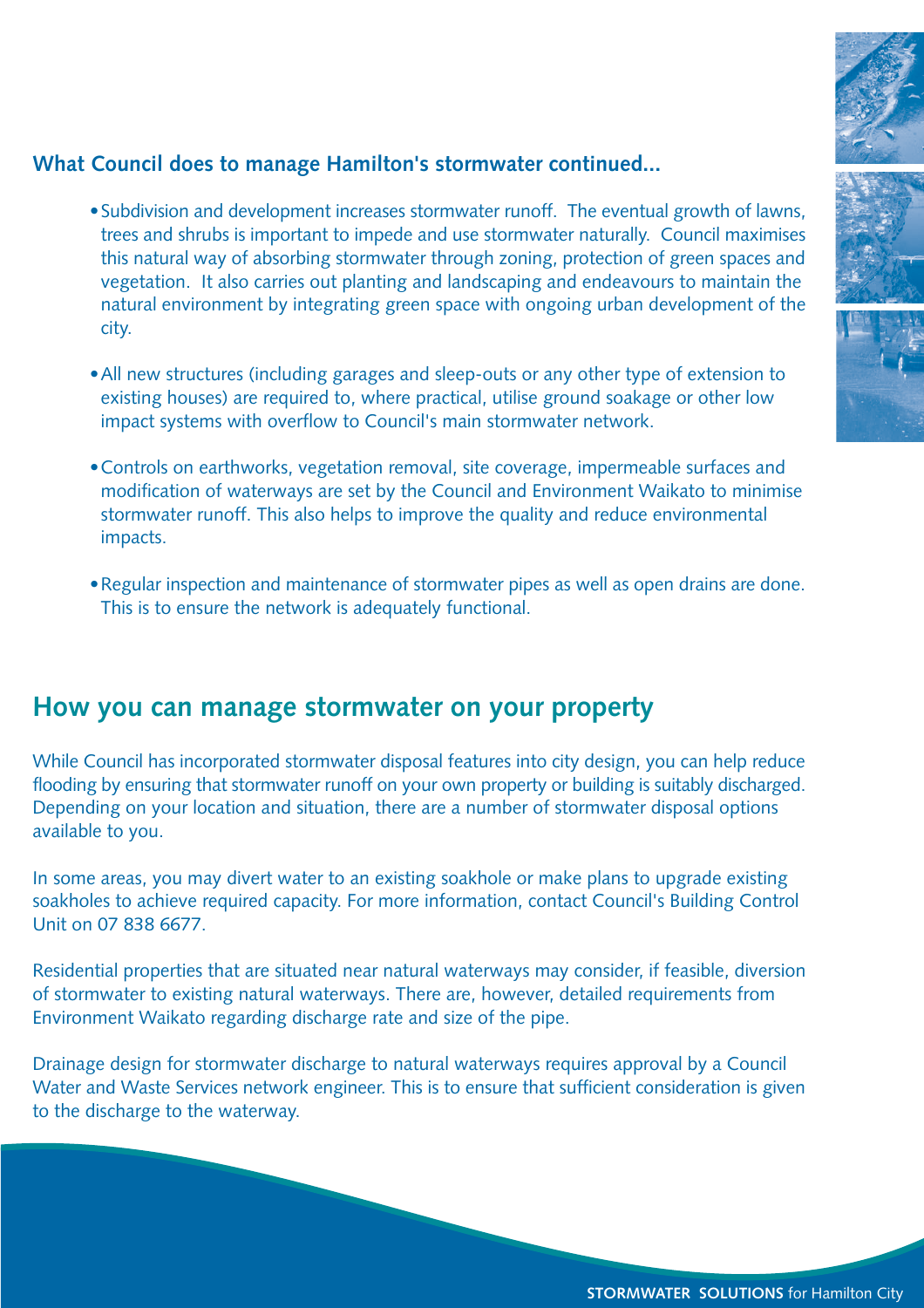### What Council does to manage Hamilton's stormwater continued...

- Subdivision and development increases stormwater runoff. The eventual growth of lawns, trees and shrubs is important to impede and use stormwater naturally. Council maximises this natural way of absorbing stormwater through zoning, protection of green spaces and vegetation. It also carries out planting and landscaping and endeavours to maintain the natural environment by integrating green space with ongoing urban development of the city.

- All new structures (including garages and sleep-outs or any other type of extension to existing houses) are required to, where practical, utilise ground soakage or other low impact systems with overflow to Council's main stormwater network.

- Controls on earthworks, vegetation removal, site coverage, impermeable surfaces and modification of waterways are set by the Council and Environment Waikato to minimise stormwater runoff. This also helps to improve the quality and reduce environmental impacts.

- Regular inspection and maintenance of stormwater pipes as well as open drains are done. This is to ensure the network is adequately functional.

## How you can manage stormwater on your property

While Council has incorporated stormwater disposal features into city design, you can help reduce flooding by ensuring that stormwater runoff on your own property or building is suitably discharged. Depending on your location and situation, there are a number of stormwater disposal options available to you.

In some areas, you may divert water to an existing soakhole or make plans to upgrade existing soakholes to achieve required capacity. For more information, contact Council's Building Control Unit on 07 838 6677.

Residential properties that are situated near natural waterways may consider, if feasible, diversion of stormwater to existing natural waterways. There are, however, detailed requirements from Environment Waikato regarding discharge rate and size of the pipe.

Drainage design for stormwater discharge to natural waterways requires approval by a Council Water and Waste Services network engineer. This is to ensure that sufficient consideration is given to the discharge to the waterway.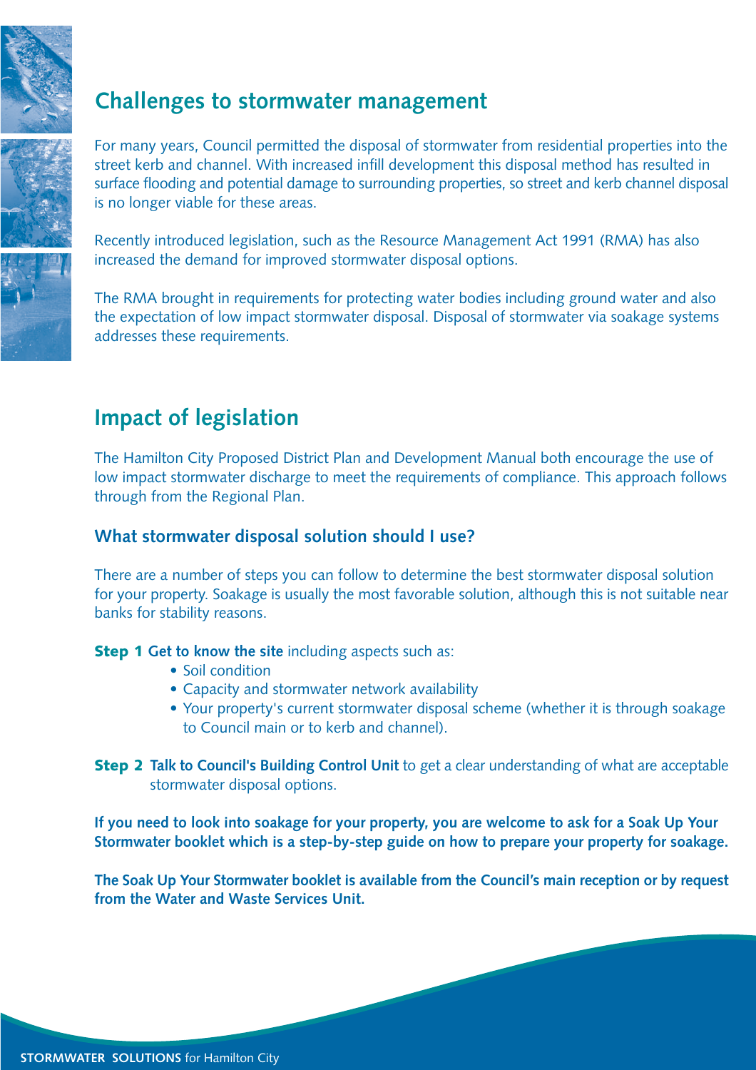## Challenges to stormwater management

For many years, Council permitted the disposal of stormwater from residential properties into the street kerb and channel. With increased infill development this disposal method has resulted in surface flooding and potential damage to surrounding properties, so street and kerb channel disposal is no longer viable for these areas.

Recently introduced legislation, such as the Resource Management Act 1991 (RMA) has also increased the demand for improved stormwater disposal options.

The RMA brought in requirements for protecting water bodies including ground water and also the expectation of low impact stormwater disposal. Disposal of stormwater via soakage systems addresses these requirements.

## Impact of legislation

The Hamilton City Proposed District Plan and Development Manual both encourage the use of low impact stormwater discharge to meet the requirements of compliance. This approach follows through from the Regional Plan.

### What stormwater disposal solution should I use?

There are a number of steps you can follow to determine the best stormwater disposal solution for your property. Soakage is usually the most favorable solution, although this is not suitable near banks for stability reasons.

**Step 1** **Get to know the site** including aspects such as:

- Soil condition
- Capacity and stormwater network availability
- Your property's current stormwater disposal scheme (whether it is through soakage to Council main or to kerb and channel).

**Step 2** **Talk to Council's Building Control Unit** to get a clear understanding of what are acceptable stormwater disposal options.

**If you need to look into soakage for your property, you are welcome to ask for a Soak Up Your Stormwater booklet which is a step-by-step guide on how to prepare your property for soakage.**

**The Soak Up Your Stormwater booklet is available from the Council's main reception or by request from the Water and Waste Services Unit.**